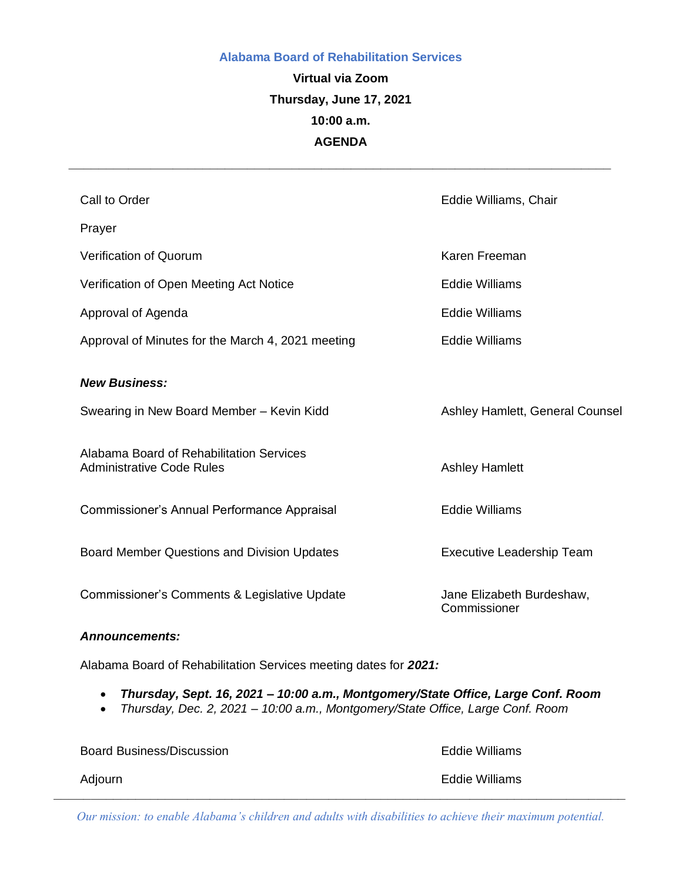**Alabama Board of Rehabilitation Services**

**Virtual via Zoom**

**Thursday, June 17, 2021**

**10:00 a.m.**

**AGENDA**

---

| | |
|---|---|
| Call to Order | Eddie Williams, Chair |
| Prayer | |
| Verification of Quorum | Karen Freeman |
| Verification of Open Meeting Act Notice | Eddie Williams |
| Approval of Agenda | Eddie Williams |
| Approval of Minutes for the March 4, 2021 meeting | Eddie Williams |

***New Business:***

| | |
|---|---|
| Swearing in New Board Member – Kevin Kidd | Ashley Hamlett, General Counsel |
| Alabama Board of Rehabilitation Services Administrative Code Rules | Ashley Hamlett |
| Commissioner's Annual Performance Appraisal | Eddie Williams |
| Board Member Questions and Division Updates | Executive Leadership Team |
| Commissioner's Comments & Legislative Update | Jane Elizabeth Burdeshaw, Commissioner |

***Announcements:***

Alabama Board of Rehabilitation Services meeting dates for ***2021:***

- ***Thursday, Sept. 16, 2021 – 10:00 a.m., Montgomery/State Office, Large Conf. Room***
- *Thursday, Dec. 2, 2021 – 10:00 a.m., Montgomery/State Office, Large Conf. Room*

| | |
|---|---|
| Board Business/Discussion | Eddie Williams |
| Adjourn | Eddie Williams |

---

*Our mission: to enable Alabama's children and adults with disabilities to achieve their maximum potential.*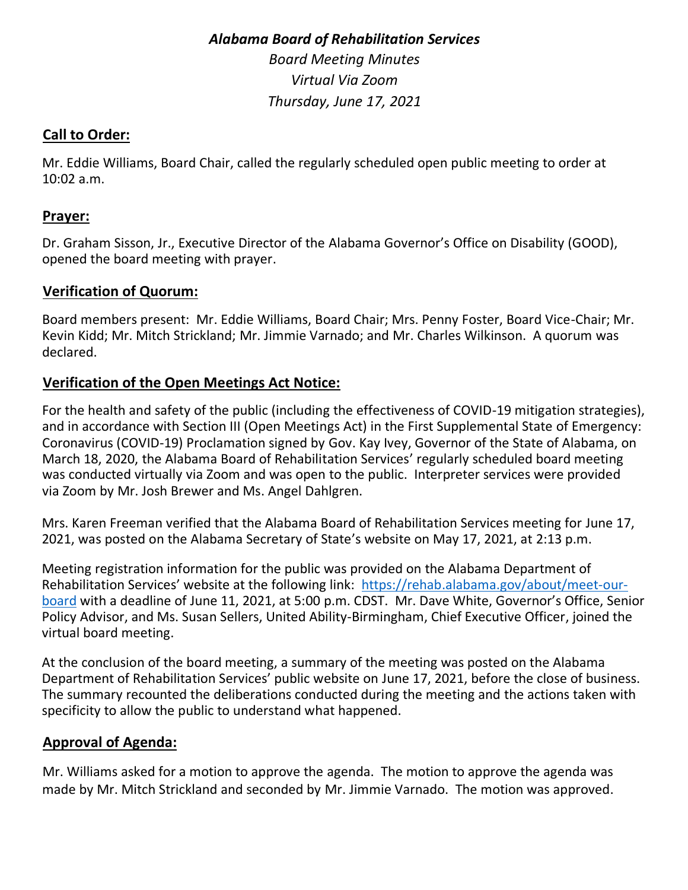*Alabama Board of Rehabilitation Services*

*Board Meeting Minutes*

*Virtual Via Zoom*

*Thursday, June 17, 2021*

## Call to Order:

Mr. Eddie Williams, Board Chair, called the regularly scheduled open public meeting to order at 10:02 a.m.

## Prayer:

Dr. Graham Sisson, Jr., Executive Director of the Alabama Governor's Office on Disability (GOOD), opened the board meeting with prayer.

## Verification of Quorum:

Board members present: Mr. Eddie Williams, Board Chair; Mrs. Penny Foster, Board Vice-Chair; Mr. Kevin Kidd; Mr. Mitch Strickland; Mr. Jimmie Varnado; and Mr. Charles Wilkinson. A quorum was declared.

## Verification of the Open Meetings Act Notice:

For the health and safety of the public (including the effectiveness of COVID-19 mitigation strategies), and in accordance with Section III (Open Meetings Act) in the First Supplemental State of Emergency: Coronavirus (COVID-19) Proclamation signed by Gov. Kay Ivey, Governor of the State of Alabama, on March 18, 2020, the Alabama Board of Rehabilitation Services' regularly scheduled board meeting was conducted virtually via Zoom and was open to the public. Interpreter services were provided via Zoom by Mr. Josh Brewer and Ms. Angel Dahlgren.

Mrs. Karen Freeman verified that the Alabama Board of Rehabilitation Services meeting for June 17, 2021, was posted on the Alabama Secretary of State's website on May 17, 2021, at 2:13 p.m.

Meeting registration information for the public was provided on the Alabama Department of Rehabilitation Services' website at the following link: [https://rehab.alabama.gov/about/meet-our-board](https://rehab.alabama.gov/about/meet-our-board) with a deadline of June 11, 2021, at 5:00 p.m. CDST. Mr. Dave White, Governor's Office, Senior Policy Advisor, and Ms. Susan Sellers, United Ability-Birmingham, Chief Executive Officer, joined the virtual board meeting.

At the conclusion of the board meeting, a summary of the meeting was posted on the Alabama Department of Rehabilitation Services' public website on June 17, 2021, before the close of business. The summary recounted the deliberations conducted during the meeting and the actions taken with specificity to allow the public to understand what happened.

## Approval of Agenda:

Mr. Williams asked for a motion to approve the agenda. The motion to approve the agenda was made by Mr. Mitch Strickland and seconded by Mr. Jimmie Varnado. The motion was approved.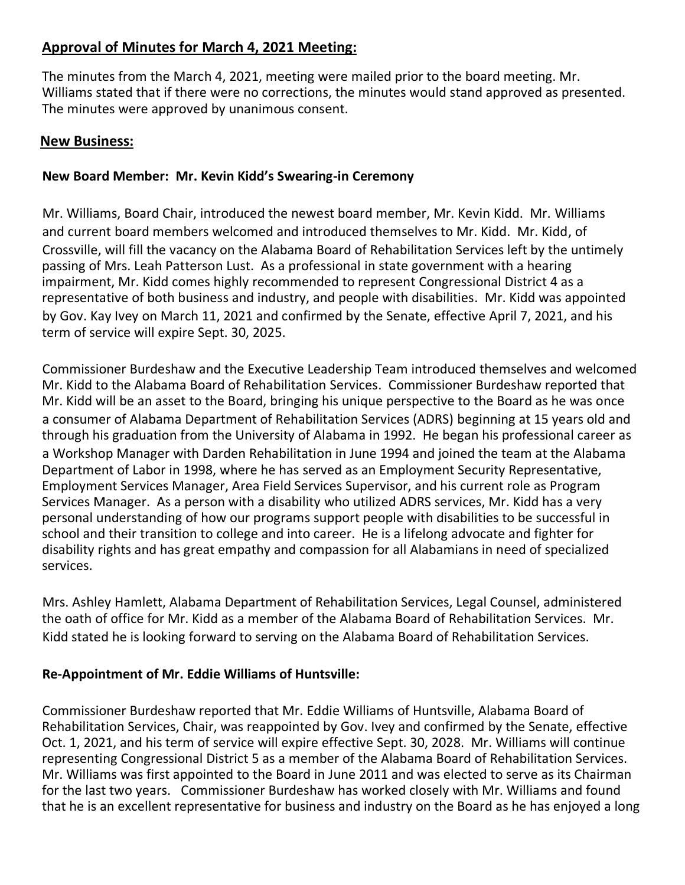## Approval of Minutes for March 4, 2021 Meeting:

The minutes from the March 4, 2021, meeting were mailed prior to the board meeting. Mr. Williams stated that if there were no corrections, the minutes would stand approved as presented. The minutes were approved by unanimous consent.

## New Business:

### New Board Member: Mr. Kevin Kidd's Swearing-in Ceremony

Mr. Williams, Board Chair, introduced the newest board member, Mr. Kevin Kidd. Mr. Williams and current board members welcomed and introduced themselves to Mr. Kidd. Mr. Kidd, of Crossville, will fill the vacancy on the Alabama Board of Rehabilitation Services left by the untimely passing of Mrs. Leah Patterson Lust. As a professional in state government with a hearing impairment, Mr. Kidd comes highly recommended to represent Congressional District 4 as a representative of both business and industry, and people with disabilities. Mr. Kidd was appointed by Gov. Kay Ivey on March 11, 2021 and confirmed by the Senate, effective April 7, 2021, and his term of service will expire Sept. 30, 2025.

Commissioner Burdeshaw and the Executive Leadership Team introduced themselves and welcomed Mr. Kidd to the Alabama Board of Rehabilitation Services. Commissioner Burdeshaw reported that Mr. Kidd will be an asset to the Board, bringing his unique perspective to the Board as he was once a consumer of Alabama Department of Rehabilitation Services (ADRS) beginning at 15 years old and through his graduation from the University of Alabama in 1992. He began his professional career as a Workshop Manager with Darden Rehabilitation in June 1994 and joined the team at the Alabama Department of Labor in 1998, where he has served as an Employment Security Representative, Employment Services Manager, Area Field Services Supervisor, and his current role as Program Services Manager. As a person with a disability who utilized ADRS services, Mr. Kidd has a very personal understanding of how our programs support people with disabilities to be successful in school and their transition to college and into career. He is a lifelong advocate and fighter for disability rights and has great empathy and compassion for all Alabamians in need of specialized services.

Mrs. Ashley Hamlett, Alabama Department of Rehabilitation Services, Legal Counsel, administered the oath of office for Mr. Kidd as a member of the Alabama Board of Rehabilitation Services. Mr. Kidd stated he is looking forward to serving on the Alabama Board of Rehabilitation Services.

### Re-Appointment of Mr. Eddie Williams of Huntsville:

Commissioner Burdeshaw reported that Mr. Eddie Williams of Huntsville, Alabama Board of Rehabilitation Services, Chair, was reappointed by Gov. Ivey and confirmed by the Senate, effective Oct. 1, 2021, and his term of service will expire effective Sept. 30, 2028. Mr. Williams will continue representing Congressional District 5 as a member of the Alabama Board of Rehabilitation Services. Mr. Williams was first appointed to the Board in June 2011 and was elected to serve as its Chairman for the last two years. Commissioner Burdeshaw has worked closely with Mr. Williams and found that he is an excellent representative for business and industry on the Board as he has enjoyed a long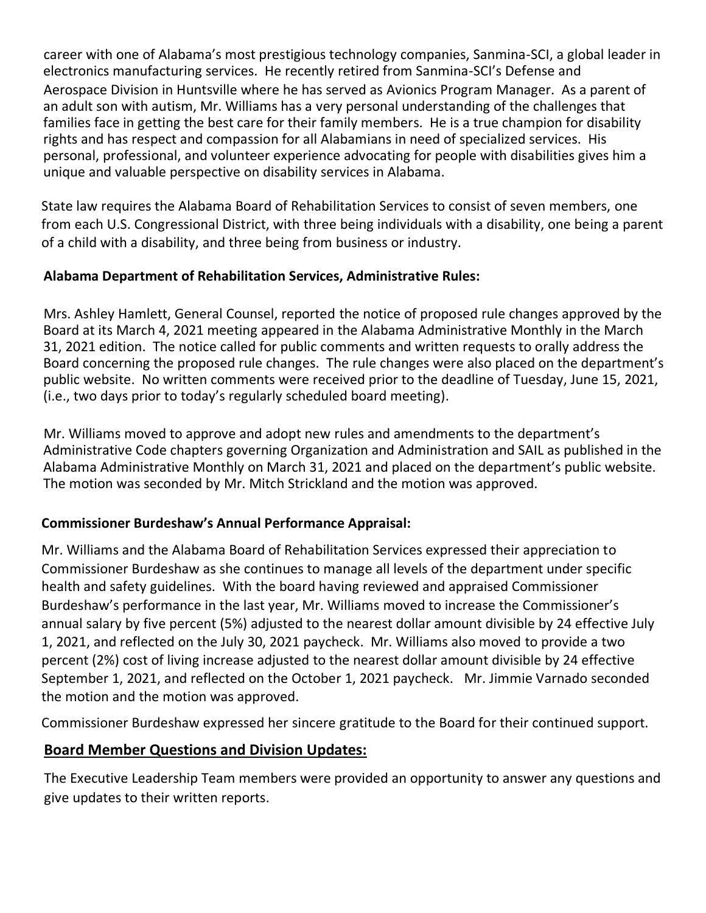career with one of Alabama's most prestigious technology companies, Sanmina-SCI, a global leader in electronics manufacturing services. He recently retired from Sanmina-SCI's Defense and Aerospace Division in Huntsville where he has served as Avionics Program Manager. As a parent of an adult son with autism, Mr. Williams has a very personal understanding of the challenges that families face in getting the best care for their family members. He is a true champion for disability rights and has respect and compassion for all Alabamians in need of specialized services. His personal, professional, and volunteer experience advocating for people with disabilities gives him a unique and valuable perspective on disability services in Alabama.

State law requires the Alabama Board of Rehabilitation Services to consist of seven members, one from each U.S. Congressional District, with three being individuals with a disability, one being a parent of a child with a disability, and three being from business or industry.

**Alabama Department of Rehabilitation Services, Administrative Rules:**

Mrs. Ashley Hamlett, General Counsel, reported the notice of proposed rule changes approved by the Board at its March 4, 2021 meeting appeared in the Alabama Administrative Monthly in the March 31, 2021 edition. The notice called for public comments and written requests to orally address the Board concerning the proposed rule changes. The rule changes were also placed on the department's public website. No written comments were received prior to the deadline of Tuesday, June 15, 2021, (i.e., two days prior to today's regularly scheduled board meeting).

Mr. Williams moved to approve and adopt new rules and amendments to the department's Administrative Code chapters governing Organization and Administration and SAIL as published in the Alabama Administrative Monthly on March 31, 2021 and placed on the department's public website. The motion was seconded by Mr. Mitch Strickland and the motion was approved.

**Commissioner Burdeshaw's Annual Performance Appraisal:**

Mr. Williams and the Alabama Board of Rehabilitation Services expressed their appreciation to Commissioner Burdeshaw as she continues to manage all levels of the department under specific health and safety guidelines. With the board having reviewed and appraised Commissioner Burdeshaw's performance in the last year, Mr. Williams moved to increase the Commissioner's annual salary by five percent (5%) adjusted to the nearest dollar amount divisible by 24 effective July 1, 2021, and reflected on the July 30, 2021 paycheck. Mr. Williams also moved to provide a two percent (2%) cost of living increase adjusted to the nearest dollar amount divisible by 24 effective September 1, 2021, and reflected on the October 1, 2021 paycheck. Mr. Jimmie Varnado seconded the motion and the motion was approved.

Commissioner Burdeshaw expressed her sincere gratitude to the Board for their continued support.

**Board Member Questions and Division Updates:**

The Executive Leadership Team members were provided an opportunity to answer any questions and give updates to their written reports.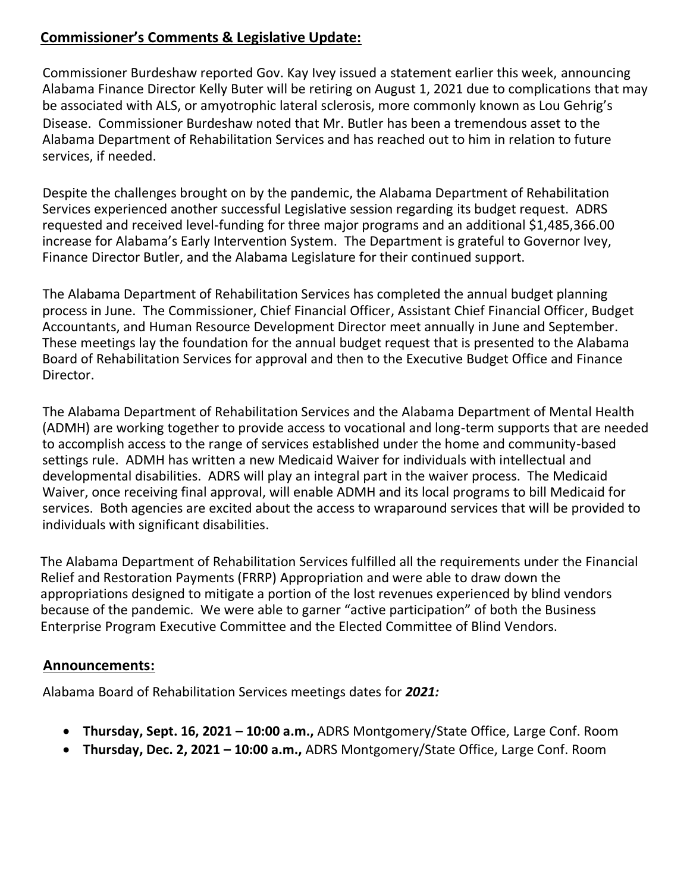## Commissioner's Comments & Legislative Update:

Commissioner Burdeshaw reported Gov. Kay Ivey issued a statement earlier this week, announcing Alabama Finance Director Kelly Buter will be retiring on August 1, 2021 due to complications that may be associated with ALS, or amyotrophic lateral sclerosis, more commonly known as Lou Gehrig's Disease. Commissioner Burdeshaw noted that Mr. Butler has been a tremendous asset to the Alabama Department of Rehabilitation Services and has reached out to him in relation to future services, if needed.

Despite the challenges brought on by the pandemic, the Alabama Department of Rehabilitation Services experienced another successful Legislative session regarding its budget request. ADRS requested and received level-funding for three major programs and an additional $1,485,366.00 increase for Alabama's Early Intervention System. The Department is grateful to Governor Ivey, Finance Director Butler, and the Alabama Legislature for their continued support.

The Alabama Department of Rehabilitation Services has completed the annual budget planning process in June. The Commissioner, Chief Financial Officer, Assistant Chief Financial Officer, Budget Accountants, and Human Resource Development Director meet annually in June and September. These meetings lay the foundation for the annual budget request that is presented to the Alabama Board of Rehabilitation Services for approval and then to the Executive Budget Office and Finance Director.

The Alabama Department of Rehabilitation Services and the Alabama Department of Mental Health (ADMH) are working together to provide access to vocational and long-term supports that are needed to accomplish access to the range of services established under the home and community-based settings rule. ADMH has written a new Medicaid Waiver for individuals with intellectual and developmental disabilities. ADRS will play an integral part in the waiver process. The Medicaid Waiver, once receiving final approval, will enable ADMH and its local programs to bill Medicaid for services. Both agencies are excited about the access to wraparound services that will be provided to individuals with significant disabilities.

The Alabama Department of Rehabilitation Services fulfilled all the requirements under the Financial Relief and Restoration Payments (FRRP) Appropriation and were able to draw down the appropriations designed to mitigate a portion of the lost revenues experienced by blind vendors because of the pandemic. We were able to garner "active participation" of both the Business Enterprise Program Executive Committee and the Elected Committee of Blind Vendors.

## Announcements:

Alabama Board of Rehabilitation Services meetings dates for ***2021:***

- **Thursday, Sept. 16, 2021 – 10:00 a.m.,** ADRS Montgomery/State Office, Large Conf. Room
- **Thursday, Dec. 2, 2021 – 10:00 a.m.,** ADRS Montgomery/State Office, Large Conf. Room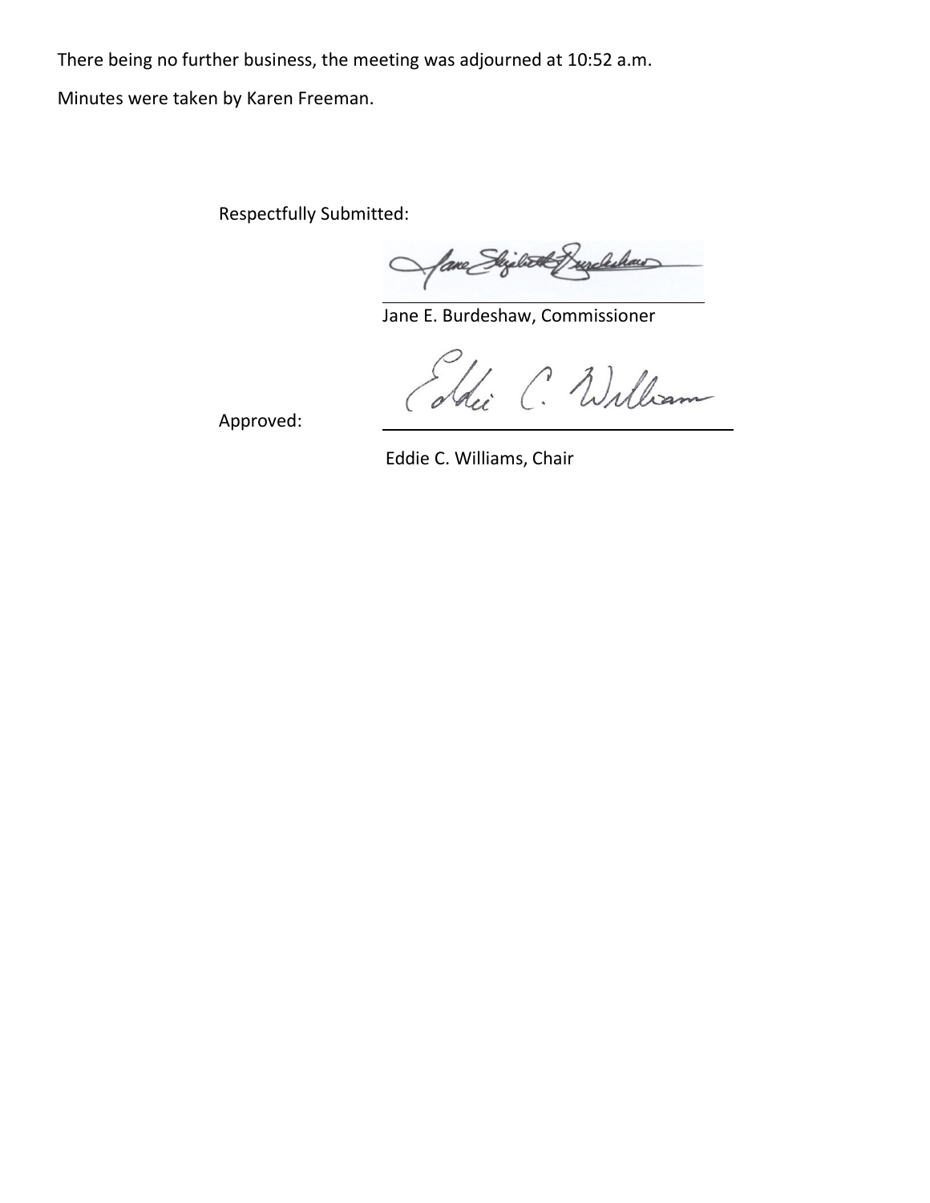There being no further business, the meeting was adjourned at 10:52 a.m.

Minutes were taken by Karen Freeman.

Respectfully Submitted:

Jane E. Burdeshaw, Commissioner

Approved:

Eddie C. Williams, Chair